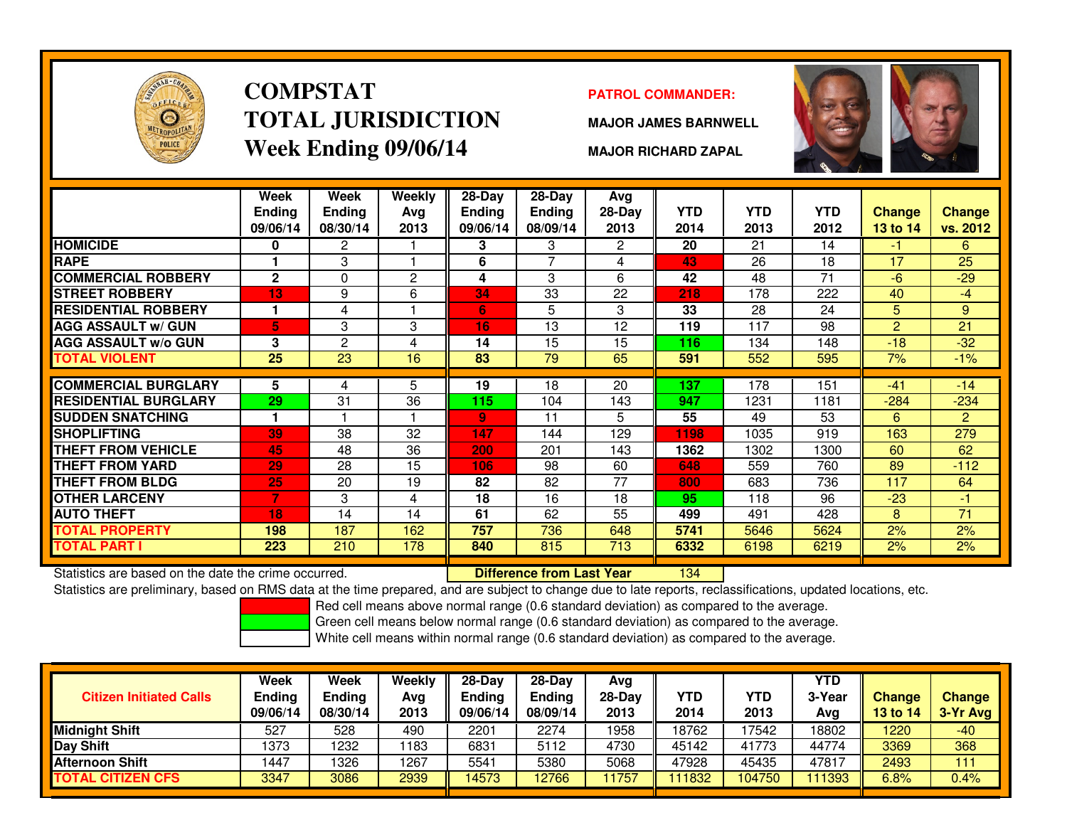# COMPSTAT
# TOTAL JURISDICTION
# Week Ending 09/06/14

**PATROL COMMANDER:**

**MAJOR JAMES BARNWELL**

**MAJOR RICHARD ZAPAL**

| | Week Ending 09/06/14 | Week Ending 08/30/14 | Weekly Avg 2013 | 28-Day Ending 09/06/14 | 28-Day Ending 08/09/14 | Avg 28-Day 2013 | YTD 2014 | YTD 2013 | YTD 2012 | Change 13 to 14 | Change vs. 2012 |
|---|---|---|---|---|---|---|---|---|---|---|---|
| HOMICIDE | 0 | 2 | 1 | 3 | 3 | 2 | 20 | 21 | 14 | -1 | 6 |
| RAPE | 1 | 3 | 1 | 6 | 7 | 4 | 43 | 26 | 18 | 17 | 25 |
| COMMERCIAL ROBBERY | 2 | 0 | 2 | 4 | 3 | 6 | 42 | 48 | 71 | -6 | -29 |
| STREET ROBBERY | 13 | 9 | 6 | 34 | 33 | 22 | 218 | 178 | 222 | 40 | -4 |
| RESIDENTIAL ROBBERY | 1 | 4 | 1 | 6 | 5 | 3 | 33 | 28 | 24 | 5 | 9 |
| AGG ASSAULT w/ GUN | 5 | 3 | 3 | 16 | 13 | 12 | 119 | 117 | 98 | 2 | 21 |
| AGG ASSAULT w/o GUN | 3 | 2 | 4 | 14 | 15 | 15 | 116 | 134 | 148 | -18 | -32 |
| TOTAL VIOLENT | 25 | 23 | 16 | 83 | 79 | 65 | 591 | 552 | 595 | 7% | -1% |
| COMMERCIAL BURGLARY | 5 | 4 | 5 | 19 | 18 | 20 | 137 | 178 | 151 | -41 | -14 |
| RESIDENTIAL BURGLARY | 29 | 31 | 36 | 115 | 104 | 143 | 947 | 1231 | 1181 | -284 | -234 |
| SUDDEN SNATCHING | 1 | 1 | 1 | 9 | 11 | 5 | 55 | 49 | 53 | 6 | 2 |
| SHOPLIFTING | 39 | 38 | 32 | 147 | 144 | 129 | 1198 | 1035 | 919 | 163 | 279 |
| THEFT FROM VEHICLE | 45 | 48 | 36 | 200 | 201 | 143 | 1362 | 1302 | 1300 | 60 | 62 |
| THEFT FROM YARD | 29 | 28 | 15 | 106 | 98 | 60 | 648 | 559 | 760 | 89 | -112 |
| THEFT FROM BLDG | 25 | 20 | 19 | 82 | 82 | 77 | 800 | 683 | 736 | 117 | 64 |
| OTHER LARCENY | 7 | 3 | 4 | 18 | 16 | 18 | 95 | 118 | 96 | -23 | -1 |
| AUTO THEFT | 18 | 14 | 14 | 61 | 62 | 55 | 499 | 491 | 428 | 8 | 71 |
| TOTAL PROPERTY | 198 | 187 | 162 | 757 | 736 | 648 | 5741 | 5646 | 5624 | 2% | 2% |
| TOTAL PART I | 223 | 210 | 178 | 840 | 815 | 713 | 6332 | 6198 | 6219 | 2% | 2% |

Statistics are based on the date the crime occurred. **Difference from Last Year** 134

Statistics are preliminary, based on RMS data at the time prepared, and are subject to change due to late reports, reclassifications, updated locations, etc.

Red cell means above normal range (0.6 standard deviation) as compared to the average.
Green cell means below normal range (0.6 standard deviation) as compared to the average.
White cell means within normal range (0.6 standard deviation) as compared to the average.

| Citizen Initiated Calls | Week Ending 09/06/14 | Week Ending 08/30/14 | Weekly Avg 2013 | 28-Day Ending 09/06/14 | 28-Day Ending 08/09/14 | Avg 28-Day 2013 | YTD 2014 | YTD 2013 | YTD 3-Year Avg | Change 13 to 14 | Change 3-Yr Avg |
|---|---|---|---|---|---|---|---|---|---|---|---|
| Midnight Shift | 527 | 528 | 490 | 2201 | 2274 | 1958 | 18762 | 17542 | 18802 | 1220 | -40 |
| Day Shift | 1373 | 1232 | 1183 | 6831 | 5112 | 4730 | 45142 | 41773 | 44774 | 3369 | 368 |
| Afternoon Shift | 1447 | 1326 | 1267 | 5541 | 5380 | 5068 | 47928 | 45435 | 47817 | 2493 | 111 |
| TOTAL CITIZEN CFS | 3347 | 3086 | 2939 | 14573 | 12766 | 11757 | 111832 | 104750 | 111393 | 6.8% | 0.4% |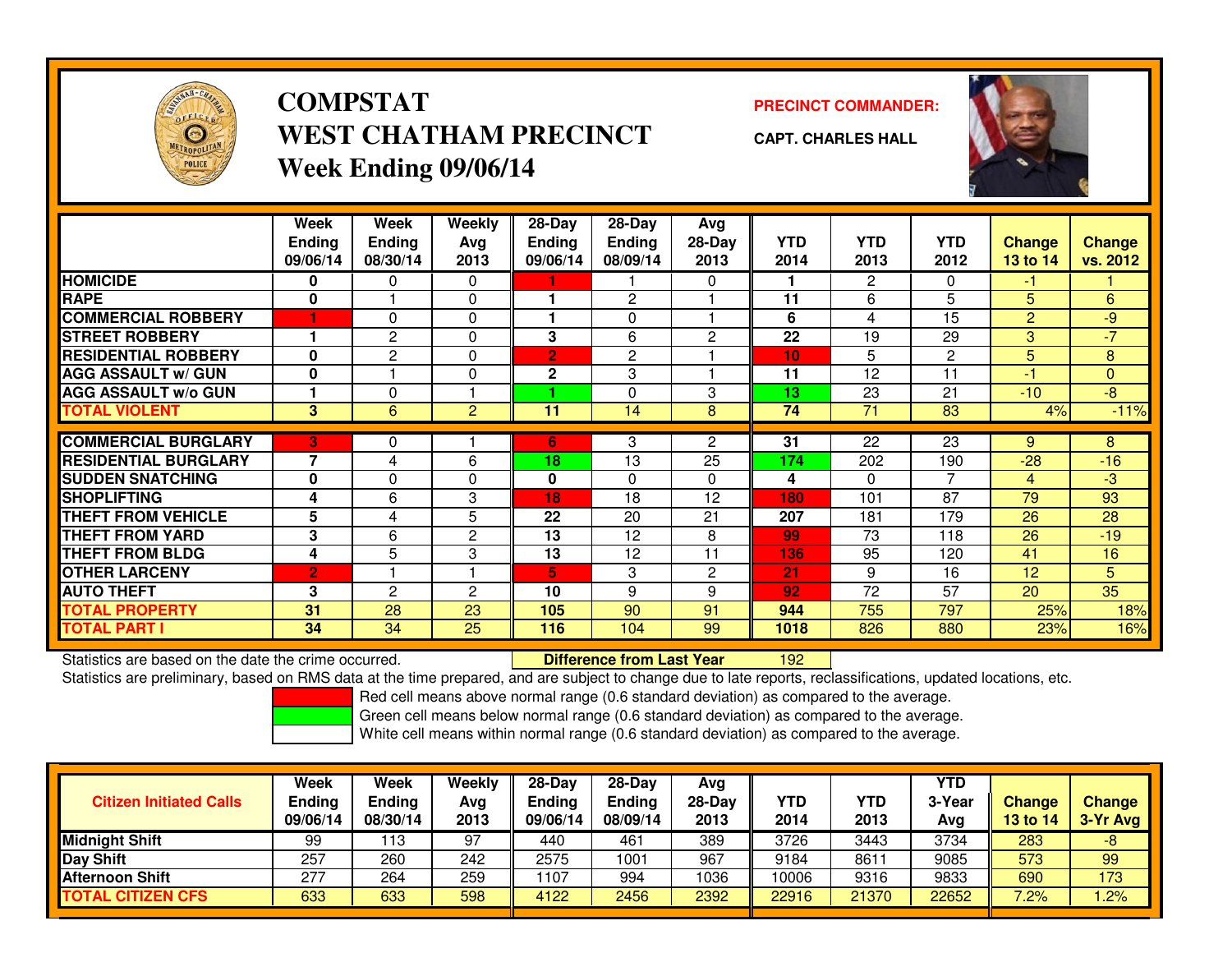# COMPSTAT
# WEST CHATHAM PRECINCT
## Week Ending 09/06/14

**PRECINCT COMMANDER:**

**CAPT. CHARLES HALL**

| | Week Ending 09/06/14 | Week Ending 08/30/14 | Weekly Avg 2013 | 28-Day Ending 09/06/14 | 28-Day Ending 08/09/14 | Avg 28-Day 2013 | YTD 2014 | YTD 2013 | YTD 2012 | Change 13 to 14 | Change vs. 2012 |
|---|---|---|---|---|---|---|---|---|---|---|---|
| HOMICIDE | 0 | 0 | 0 | 1 | 1 | 0 | 1 | 2 | 0 | -1 | 1 |
| RAPE | 0 | 1 | 0 | 1 | 2 | 1 | 11 | 6 | 5 | 5 | 6 |
| COMMERCIAL ROBBERY | 1 | 0 | 0 | 1 | 0 | 1 | 6 | 4 | 15 | 2 | -9 |
| STREET ROBBERY | 1 | 2 | 0 | 3 | 6 | 2 | 22 | 19 | 29 | 3 | -7 |
| RESIDENTIAL ROBBERY | 0 | 2 | 0 | 2 | 2 | 1 | 10 | 5 | 2 | 5 | 8 |
| AGG ASSAULT w/ GUN | 0 | 1 | 0 | 2 | 3 | 1 | 11 | 12 | 11 | -1 | 0 |
| AGG ASSAULT w/o GUN | 1 | 0 | 1 | 1 | 0 | 3 | 13 | 23 | 21 | -10 | -8 |
| TOTAL VIOLENT | 3 | 6 | 2 | 11 | 14 | 8 | 74 | 71 | 83 | 4% | -11% |
| COMMERCIAL BURGLARY | 3 | 0 | 1 | 6 | 3 | 2 | 31 | 22 | 23 | 9 | 8 |
| RESIDENTIAL BURGLARY | 7 | 4 | 6 | 18 | 13 | 25 | 174 | 202 | 190 | -28 | -16 |
| SUDDEN SNATCHING | 0 | 0 | 0 | 0 | 0 | 0 | 4 | 0 | 7 | 4 | -3 |
| SHOPLIFTING | 4 | 6 | 3 | 18 | 18 | 12 | 180 | 101 | 87 | 79 | 93 |
| THEFT FROM VEHICLE | 5 | 4 | 5 | 22 | 20 | 21 | 207 | 181 | 179 | 26 | 28 |
| THEFT FROM YARD | 3 | 6 | 2 | 13 | 12 | 8 | 99 | 73 | 118 | 26 | -19 |
| THEFT FROM BLDG | 4 | 5 | 3 | 13 | 12 | 11 | 136 | 95 | 120 | 41 | 16 |
| OTHER LARCENY | 2 | 1 | 1 | 5 | 3 | 2 | 21 | 9 | 16 | 12 | 5 |
| AUTO THEFT | 3 | 2 | 2 | 10 | 9 | 9 | 92 | 72 | 57 | 20 | 35 |
| TOTAL PROPERTY | 31 | 28 | 23 | 105 | 90 | 91 | 944 | 755 | 797 | 25% | 18% |
| TOTAL PART I | 34 | 34 | 25 | 116 | 104 | 99 | 1018 | 826 | 880 | 23% | 16% |

Statistics are based on the date the crime occurred. **Difference from Last Year** 192

Statistics are preliminary, based on RMS data at the time prepared, and are subject to change due to late reports, reclassifications, updated locations, etc.

Red cell means above normal range (0.6 standard deviation) as compared to the average.
Green cell means below normal range (0.6 standard deviation) as compared to the average.
White cell means within normal range (0.6 standard deviation) as compared to the average.

| Citizen Initiated Calls | Week Ending 09/06/14 | Week Ending 08/30/14 | Weekly Avg 2013 | 28-Day Ending 09/06/14 | 28-Day Ending 08/09/14 | Avg 28-Day 2013 | YTD 2014 | YTD 2013 | YTD 3-Year Avg | Change 13 to 14 | Change 3-Yr Avg |
|---|---|---|---|---|---|---|---|---|---|---|---|
| Midnight Shift | 99 | 113 | 97 | 440 | 461 | 389 | 3726 | 3443 | 3734 | 283 | -8 |
| Day Shift | 257 | 260 | 242 | 2575 | 1001 | 967 | 9184 | 8611 | 9085 | 573 | 99 |
| Afternoon Shift | 277 | 264 | 259 | 1107 | 994 | 1036 | 10006 | 9316 | 9833 | 690 | 173 |
| TOTAL CITIZEN CFS | 633 | 633 | 598 | 4122 | 2456 | 2392 | 22916 | 21370 | 22652 | 7.2% | 1.2% |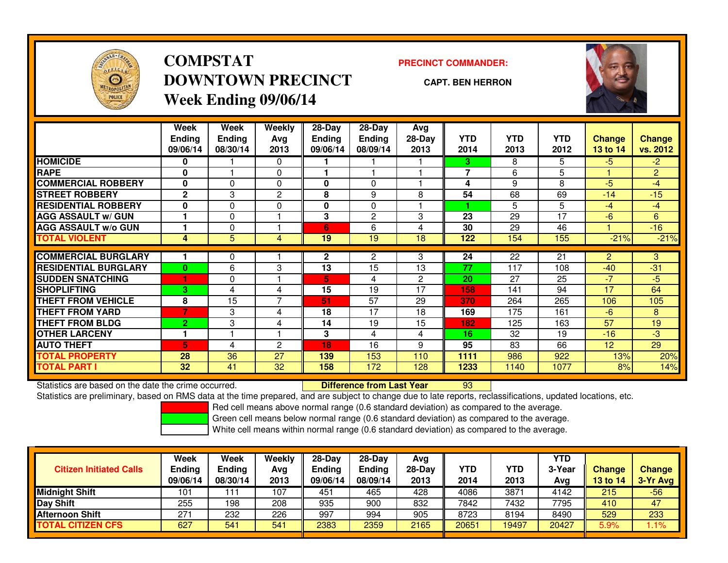# COMPSTAT
# DOWNTOWN PRECINCT
## Week Ending 09/06/14

**PRECINCT COMMANDER:**

**CAPT. BEN HERRON**

| | Week Ending 09/06/14 | Week Ending 08/30/14 | Weekly Avg 2013 | 28-Day Ending 09/06/14 | 28-Day Ending 08/09/14 | Avg 28-Day 2013 | YTD 2014 | YTD 2013 | YTD 2012 | Change 13 to 14 | Change vs. 2012 |
|---|---|---|---|---|---|---|---|---|---|---|---|
| HOMICIDE | 0 | 1 | 0 | 1 | 1 | 1 | 3 | 8 | 5 | -5 | -2 |
| RAPE | 0 | 1 | 0 | 1 | 1 | 1 | 7 | 6 | 5 | 1 | 2 |
| COMMERCIAL ROBBERY | 0 | 0 | 0 | 0 | 0 | 1 | 4 | 9 | 8 | -5 | -4 |
| STREET ROBBERY | 2 | 3 | 2 | 8 | 9 | 8 | 54 | 68 | 69 | -14 | -15 |
| RESIDENTIAL ROBBERY | 0 | 0 | 0 | 0 | 0 | 1 | 1 | 5 | 5 | -4 | -4 |
| AGG ASSAULT w/ GUN | 1 | 0 | 1 | 3 | 2 | 3 | 23 | 29 | 17 | -6 | 6 |
| AGG ASSAULT w/o GUN | 1 | 0 | 1 | 6 | 6 | 4 | 30 | 29 | 46 | 1 | -16 |
| TOTAL VIOLENT | 4 | 5 | 4 | 19 | 19 | 18 | 122 | 154 | 155 | -21% | -21% |
| COMMERCIAL BURGLARY | 1 | 0 | 1 | 2 | 2 | 3 | 24 | 22 | 21 | 2 | 3 |
| RESIDENTIAL BURGLARY | 0 | 6 | 3 | 13 | 15 | 13 | 77 | 117 | 108 | -40 | -31 |
| SUDDEN SNATCHING | 1 | 0 | 1 | 5 | 4 | 2 | 20 | 27 | 25 | -7 | -5 |
| SHOPLIFTING | 3 | 4 | 4 | 15 | 19 | 17 | 158 | 141 | 94 | 17 | 64 |
| THEFT FROM VEHICLE | 8 | 15 | 7 | 51 | 57 | 29 | 370 | 264 | 265 | 106 | 105 |
| THEFT FROM YARD | 7 | 3 | 4 | 18 | 17 | 18 | 169 | 175 | 161 | -6 | 8 |
| THEFT FROM BLDG | 2 | 3 | 4 | 14 | 19 | 15 | 182 | 125 | 163 | 57 | 19 |
| OTHER LARCENY | 1 | 1 | 1 | 3 | 4 | 4 | 16 | 32 | 19 | -16 | -3 |
| AUTO THEFT | 5 | 4 | 2 | 18 | 16 | 9 | 95 | 83 | 66 | 12 | 29 |
| TOTAL PROPERTY | 28 | 36 | 27 | 139 | 153 | 110 | 1111 | 986 | 922 | 13% | 20% |
| TOTAL PART I | 32 | 41 | 32 | 158 | 172 | 128 | 1233 | 1140 | 1077 | 8% | 14% |

Statistics are based on the date the crime occurred. **Difference from Last Year** 93

Statistics are preliminary, based on RMS data at the time prepared, and are subject to change due to late reports, reclassifications, updated locations, etc.

Red cell means above normal range (0.6 standard deviation) as compared to the average.
Green cell means below normal range (0.6 standard deviation) as compared to the average.
White cell means within normal range (0.6 standard deviation) as compared to the average.

| Citizen Initiated Calls | Week Ending 09/06/14 | Week Ending 08/30/14 | Weekly Avg 2013 | 28-Day Ending 09/06/14 | 28-Day Ending 08/09/14 | Avg 28-Day 2013 | YTD 2014 | YTD 2013 | YTD 3-Year Avg | Change 13 to 14 | Change 3-Yr Avg |
|---|---|---|---|---|---|---|---|---|---|---|---|
| Midnight Shift | 101 | 111 | 107 | 451 | 465 | 428 | 4086 | 3871 | 4142 | 215 | -56 |
| Day Shift | 255 | 198 | 208 | 935 | 900 | 832 | 7842 | 7432 | 7795 | 410 | 47 |
| Afternoon Shift | 271 | 232 | 226 | 997 | 994 | 905 | 8723 | 8194 | 8490 | 529 | 233 |
| TOTAL CITIZEN CFS | 627 | 541 | 541 | 2383 | 2359 | 2165 | 20651 | 19497 | 20427 | 5.9% | 1.1% |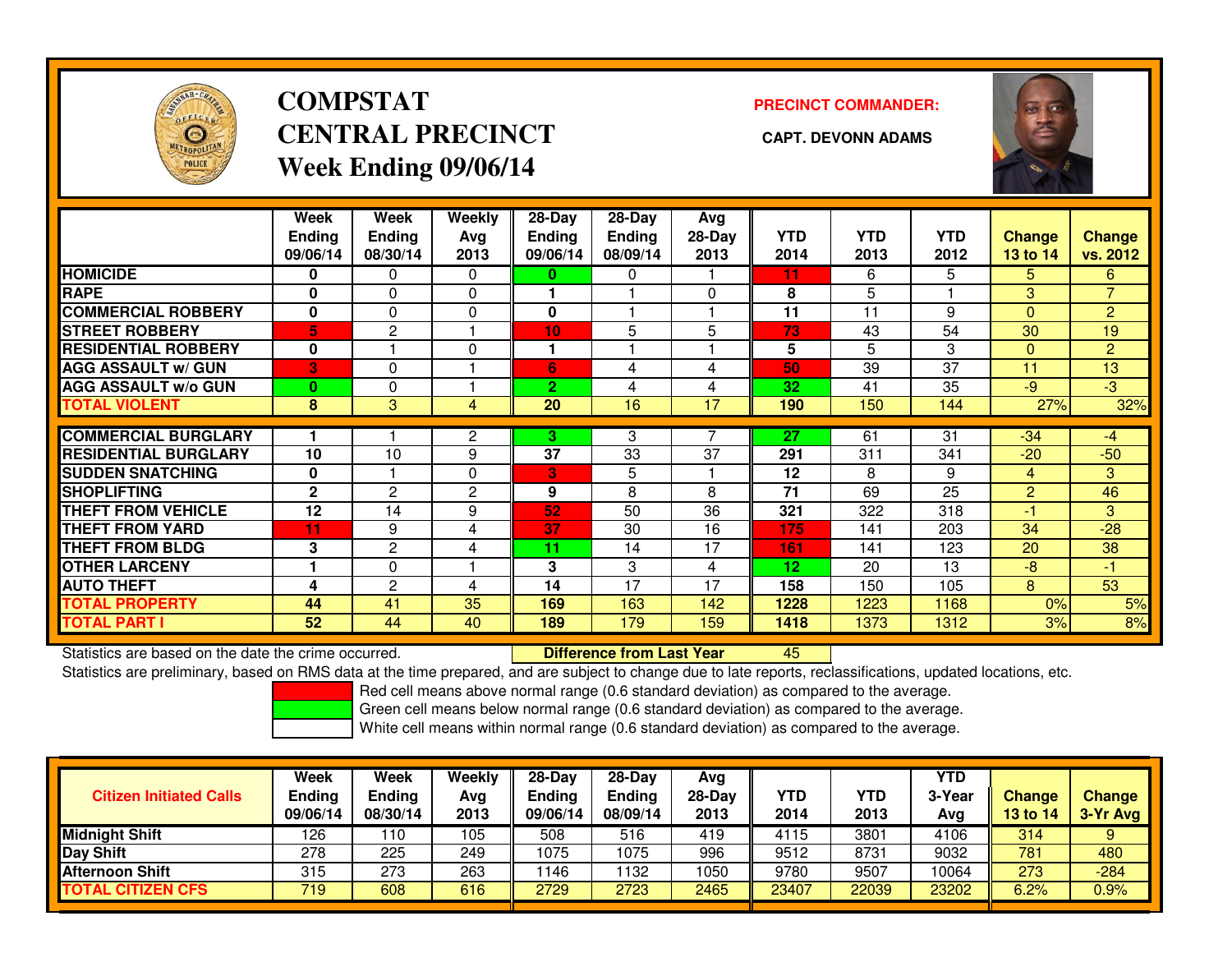# COMPSTAT
# CENTRAL PRECINCT
# Week Ending 09/06/14

**PRECINCT COMMANDER:**

**CAPT. DEVONN ADAMS**

| | Week Ending 09/06/14 | Week Ending 08/30/14 | Weekly Avg 2013 | 28-Day Ending 09/06/14 | 28-Day Ending 08/09/14 | Avg 28-Day 2013 | YTD 2014 | YTD 2013 | YTD 2012 | Change 13 to 14 | Change vs. 2012 |
|---|---|---|---|---|---|---|---|---|---|---|---|
| HOMICIDE | 0 | 0 | 0 | 0 | 0 | 1 | 11 | 6 | 5 | 5 | 6 |
| RAPE | 0 | 0 | 0 | 1 | 1 | 0 | 8 | 5 | 1 | 3 | 7 |
| COMMERCIAL ROBBERY | 0 | 0 | 0 | 0 | 1 | 1 | 11 | 11 | 9 | 0 | 2 |
| STREET ROBBERY | 5 | 2 | 1 | 10 | 5 | 5 | 73 | 43 | 54 | 30 | 19 |
| RESIDENTIAL ROBBERY | 0 | 1 | 0 | 1 | 1 | 1 | 5 | 5 | 3 | 0 | 2 |
| AGG ASSAULT w/ GUN | 3 | 0 | 1 | 6 | 4 | 4 | 50 | 39 | 37 | 11 | 13 |
| AGG ASSAULT w/o GUN | 0 | 0 | 1 | 2 | 4 | 4 | 32 | 41 | 35 | -9 | -3 |
| TOTAL VIOLENT | 8 | 3 | 4 | 20 | 16 | 17 | 190 | 150 | 144 | 27% | 32% |
| COMMERCIAL BURGLARY | 1 | 1 | 2 | 3 | 3 | 7 | 27 | 61 | 31 | -34 | -4 |
| RESIDENTIAL BURGLARY | 10 | 10 | 9 | 37 | 33 | 37 | 291 | 311 | 341 | -20 | -50 |
| SUDDEN SNATCHING | 0 | 1 | 0 | 3 | 5 | 1 | 12 | 8 | 9 | 4 | 3 |
| SHOPLIFTING | 2 | 2 | 2 | 9 | 8 | 8 | 71 | 69 | 25 | 2 | 46 |
| THEFT FROM VEHICLE | 12 | 14 | 9 | 52 | 50 | 36 | 321 | 322 | 318 | -1 | 3 |
| THEFT FROM YARD | 11 | 9 | 4 | 37 | 30 | 16 | 175 | 141 | 203 | 34 | -28 |
| THEFT FROM BLDG | 3 | 2 | 4 | 11 | 14 | 17 | 161 | 141 | 123 | 20 | 38 |
| OTHER LARCENY | 1 | 0 | 1 | 3 | 3 | 4 | 12 | 20 | 13 | -8 | -1 |
| AUTO THEFT | 4 | 2 | 4 | 14 | 17 | 17 | 158 | 150 | 105 | 8 | 53 |
| TOTAL PROPERTY | 44 | 41 | 35 | 169 | 163 | 142 | 1228 | 1223 | 1168 | 0% | 5% |
| TOTAL PART I | 52 | 44 | 40 | 189 | 179 | 159 | 1418 | 1373 | 1312 | 3% | 8% |

Statistics are based on the date the crime occurred. **Difference from Last Year** 45

Statistics are preliminary, based on RMS data at the time prepared, and are subject to change due to late reports, reclassifications, updated locations, etc.

Red cell means above normal range (0.6 standard deviation) as compared to the average.
Green cell means below normal range (0.6 standard deviation) as compared to the average.
White cell means within normal range (0.6 standard deviation) as compared to the average.

| Citizen Initiated Calls | Week Ending 09/06/14 | Week Ending 08/30/14 | Weekly Avg 2013 | 28-Day Ending 09/06/14 | 28-Day Ending 08/09/14 | Avg 28-Day 2013 | YTD 2014 | YTD 2013 | YTD 3-Year Avg | Change 13 to 14 | Change 3-Yr Avg |
|---|---|---|---|---|---|---|---|---|---|---|---|
| Midnight Shift | 126 | 110 | 105 | 508 | 516 | 419 | 4115 | 3801 | 4106 | 314 | 9 |
| Day Shift | 278 | 225 | 249 | 1075 | 1075 | 996 | 9512 | 8731 | 9032 | 781 | 480 |
| Afternoon Shift | 315 | 273 | 263 | 1146 | 1132 | 1050 | 9780 | 9507 | 10064 | 273 | -284 |
| TOTAL CITIZEN CFS | 719 | 608 | 616 | 2729 | 2723 | 2465 | 23407 | 22039 | 23202 | 6.2% | 0.9% |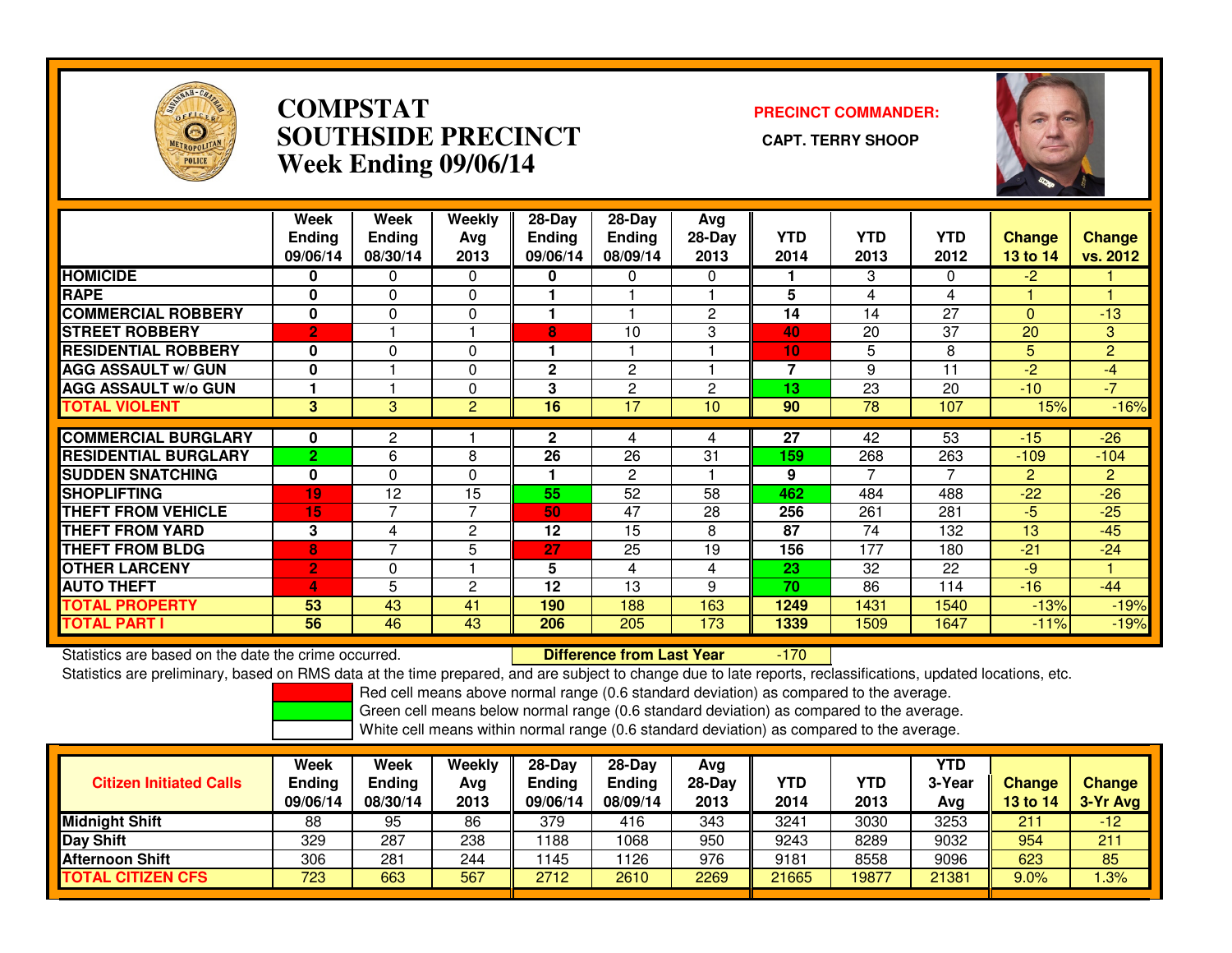# COMPSTAT SOUTHSIDE PRECINCT
## Week Ending 09/06/14

**PRECINCT COMMANDER:**
**CAPT. TERRY SHOOP**

| | Week Ending 09/06/14 | Week Ending 08/30/14 | Weekly Avg 2013 | 28-Day Ending 09/06/14 | 28-Day Ending 08/09/14 | Avg 28-Day 2013 | YTD 2014 | YTD 2013 | YTD 2012 | Change 13 to 14 | Change vs. 2012 |
|---|---|---|---|---|---|---|---|---|---|---|---|
| HOMICIDE | 0 | 0 | 0 | 0 | 0 | 0 | 1 | 3 | 0 | -2 | 1 |
| RAPE | 0 | 0 | 0 | 1 | 1 | 1 | 5 | 4 | 4 | 1 | 1 |
| COMMERCIAL ROBBERY | 0 | 0 | 0 | 1 | 1 | 2 | 14 | 14 | 27 | 0 | -13 |
| STREET ROBBERY | 2 | 1 | 1 | 8 | 10 | 3 | 40 | 20 | 37 | 20 | 3 |
| RESIDENTIAL ROBBERY | 0 | 0 | 0 | 1 | 1 | 1 | 10 | 5 | 8 | 5 | 2 |
| AGG ASSAULT w/ GUN | 0 | 1 | 0 | 2 | 2 | 1 | 7 | 9 | 11 | -2 | -4 |
| AGG ASSAULT w/o GUN | 1 | 1 | 0 | 3 | 2 | 2 | 13 | 23 | 20 | -10 | -7 |
| TOTAL VIOLENT | 3 | 3 | 2 | 16 | 17 | 10 | 90 | 78 | 107 | 15% | -16% |
| COMMERCIAL BURGLARY | 0 | 2 | 1 | 2 | 4 | 4 | 27 | 42 | 53 | -15 | -26 |
| RESIDENTIAL BURGLARY | 2 | 6 | 8 | 26 | 26 | 31 | 159 | 268 | 263 | -109 | -104 |
| SUDDEN SNATCHING | 0 | 0 | 0 | 1 | 2 | 1 | 9 | 7 | 7 | 2 | 2 |
| SHOPLIFTING | 19 | 12 | 15 | 55 | 52 | 58 | 462 | 484 | 488 | -22 | -26 |
| THEFT FROM VEHICLE | 15 | 7 | 7 | 50 | 47 | 28 | 256 | 261 | 281 | -5 | -25 |
| THEFT FROM YARD | 3 | 4 | 2 | 12 | 15 | 8 | 87 | 74 | 132 | 13 | -45 |
| THEFT FROM BLDG | 8 | 7 | 5 | 27 | 25 | 19 | 156 | 177 | 180 | -21 | -24 |
| OTHER LARCENY | 2 | 0 | 1 | 5 | 4 | 4 | 23 | 32 | 22 | -9 | 1 |
| AUTO THEFT | 4 | 5 | 2 | 12 | 13 | 9 | 70 | 86 | 114 | -16 | -44 |
| TOTAL PROPERTY | 53 | 43 | 41 | 190 | 188 | 163 | 1249 | 1431 | 1540 | -13% | -19% |
| TOTAL PART I | 56 | 46 | 43 | 206 | 205 | 173 | 1339 | 1509 | 1647 | -11% | -19% |

Statistics are based on the date the crime occurred. **Difference from Last Year** -170

Statistics are preliminary, based on RMS data at the time prepared, and are subject to change due to late reports, reclassifications, updated locations, etc.

Red cell means above normal range (0.6 standard deviation) as compared to the average.
Green cell means below normal range (0.6 standard deviation) as compared to the average.
White cell means within normal range (0.6 standard deviation) as compared to the average.

| Citizen Initiated Calls | Week Ending 09/06/14 | Week Ending 08/30/14 | Weekly Avg 2013 | 28-Day Ending 09/06/14 | 28-Day Ending 08/09/14 | Avg 28-Day 2013 | YTD 2014 | YTD 2013 | YTD 3-Year Avg | Change 13 to 14 | Change 3-Yr Avg |
|---|---|---|---|---|---|---|---|---|---|---|---|
| Midnight Shift | 88 | 95 | 86 | 379 | 416 | 343 | 3241 | 3030 | 3253 | 211 | -12 |
| Day Shift | 329 | 287 | 238 | 1188 | 1068 | 950 | 9243 | 8289 | 9032 | 954 | 211 |
| Afternoon Shift | 306 | 281 | 244 | 1145 | 1126 | 976 | 9181 | 8558 | 9096 | 623 | 85 |
| TOTAL CITIZEN CFS | 723 | 663 | 567 | 2712 | 2610 | 2269 | 21665 | 19877 | 21381 | 9.0% | 1.3% |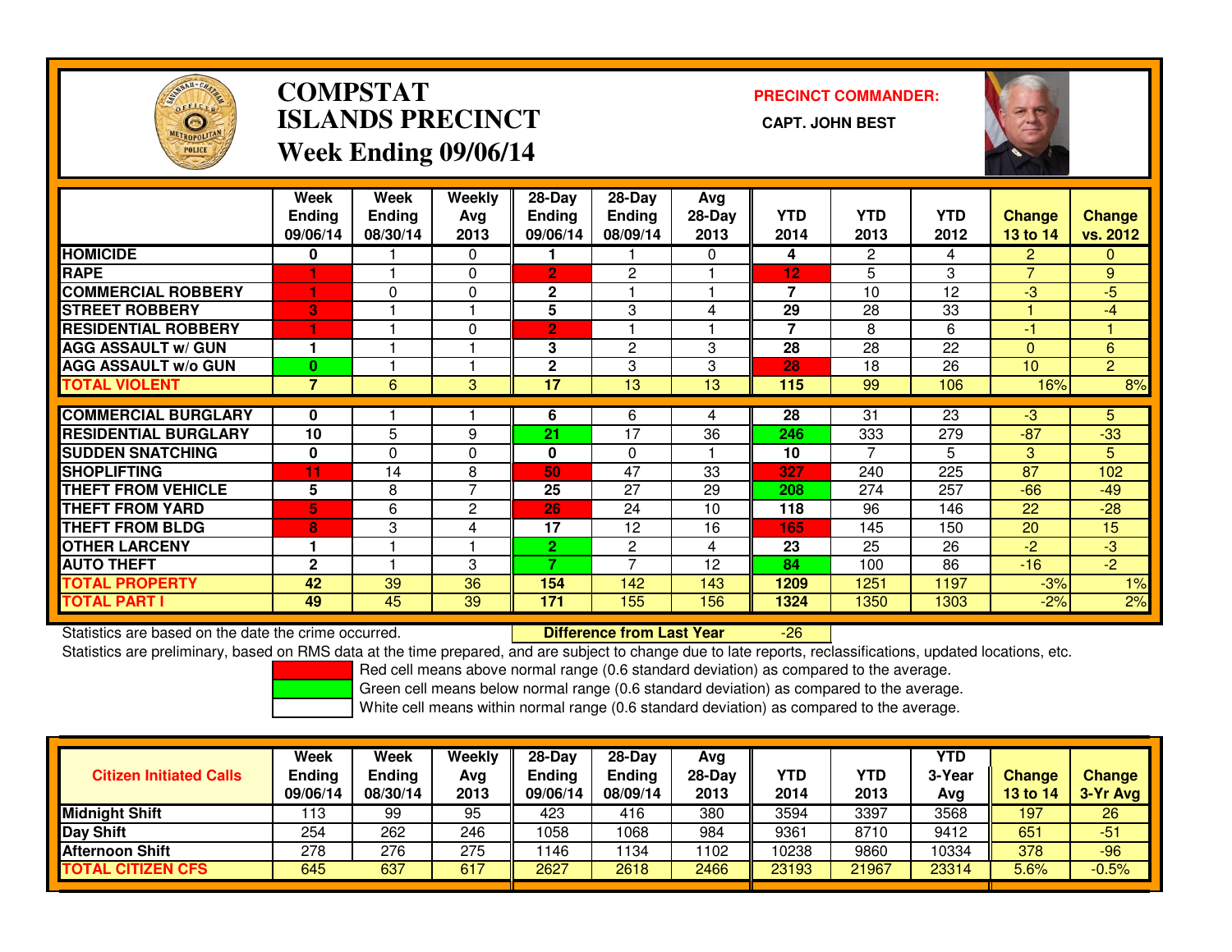# COMPSTAT
# ISLANDS PRECINCT
## Week Ending 09/06/14

**PRECINCT COMMANDER:**

**CAPT. JOHN BEST**

| | Week Ending 09/06/14 | Week Ending 08/30/14 | Weekly Avg 2013 | 28-Day Ending 09/06/14 | 28-Day Ending 08/09/14 | Avg 28-Day 2013 | YTD 2014 | YTD 2013 | YTD 2012 | Change 13 to 14 | Change vs. 2012 |
|---|---|---|---|---|---|---|---|---|---|---|---|
| **HOMICIDE** | 0 | 1 | 0 | 1 | 1 | 0 | 4 | 2 | 4 | 2 | 0 |
| **RAPE** | 1 | 1 | 0 | 2 | 2 | 1 | 12 | 5 | 3 | 7 | 9 |
| **COMMERCIAL ROBBERY** | 1 | 0 | 0 | 2 | 1 | 1 | 7 | 10 | 12 | -3 | -5 |
| **STREET ROBBERY** | 3 | 1 | 1 | 5 | 3 | 4 | 29 | 28 | 33 | 1 | -4 |
| **RESIDENTIAL ROBBERY** | 1 | 1 | 0 | 2 | 1 | 1 | 7 | 8 | 6 | -1 | 1 |
| **AGG ASSAULT w/ GUN** | 1 | 1 | 1 | 3 | 2 | 3 | 28 | 28 | 22 | 0 | 6 |
| **AGG ASSAULT w/o GUN** | 0 | 1 | 1 | 2 | 3 | 3 | 28 | 18 | 26 | 10 | 2 |
| **TOTAL VIOLENT** | 7 | 6 | 3 | 17 | 13 | 13 | 115 | 99 | 106 | 16% | 8% |
| **COMMERCIAL BURGLARY** | 0 | 1 | 1 | 6 | 6 | 4 | 28 | 31 | 23 | -3 | 5 |
| **RESIDENTIAL BURGLARY** | 10 | 5 | 9 | 21 | 17 | 36 | 246 | 333 | 279 | -87 | -33 |
| **SUDDEN SNATCHING** | 0 | 0 | 0 | 0 | 0 | 1 | 10 | 7 | 5 | 3 | 5 |
| **SHOPLIFTING** | 11 | 14 | 8 | 50 | 47 | 33 | 327 | 240 | 225 | 87 | 102 |
| **THEFT FROM VEHICLE** | 5 | 8 | 7 | 25 | 27 | 29 | 208 | 274 | 257 | -66 | -49 |
| **THEFT FROM YARD** | 5 | 6 | 2 | 26 | 24 | 10 | 118 | 96 | 146 | 22 | -28 |
| **THEFT FROM BLDG** | 8 | 3 | 4 | 17 | 12 | 16 | 165 | 145 | 150 | 20 | 15 |
| **OTHER LARCENY** | 1 | 1 | 1 | 2 | 2 | 4 | 23 | 25 | 26 | -2 | -3 |
| **AUTO THEFT** | 2 | 1 | 3 | 7 | 7 | 12 | 84 | 100 | 86 | -16 | -2 |
| **TOTAL PROPERTY** | 42 | 39 | 36 | 154 | 142 | 143 | 1209 | 1251 | 1197 | -3% | 1% |
| **TOTAL PART I** | 49 | 45 | 39 | 171 | 155 | 156 | 1324 | 1350 | 1303 | -2% | 2% |

Statistics are based on the date the crime occurred. **Difference from Last Year** -26

Statistics are preliminary, based on RMS data at the time prepared, and are subject to change due to late reports, reclassifications, updated locations, etc.

Red cell means above normal range (0.6 standard deviation) as compared to the average.
Green cell means below normal range (0.6 standard deviation) as compared to the average.
White cell means within normal range (0.6 standard deviation) as compared to the average.

| Citizen Initiated Calls | Week Ending 09/06/14 | Week Ending 08/30/14 | Weekly Avg 2013 | 28-Day Ending 09/06/14 | 28-Day Ending 08/09/14 | Avg 28-Day 2013 | YTD 2014 | YTD 2013 | YTD 3-Year Avg | Change 13 to 14 | Change 3-Yr Avg |
|---|---|---|---|---|---|---|---|---|---|---|---|
| **Midnight Shift** | 113 | 99 | 95 | 423 | 416 | 380 | 3594 | 3397 | 3568 | 197 | 26 |
| **Day Shift** | 254 | 262 | 246 | 1058 | 1068 | 984 | 9361 | 8710 | 9412 | 651 | -51 |
| **Afternoon Shift** | 278 | 276 | 275 | 1146 | 1134 | 1102 | 10238 | 9860 | 10334 | 378 | -96 |
| **TOTAL CITIZEN CFS** | 645 | 637 | 617 | 2627 | 2618 | 2466 | 23193 | 21967 | 23314 | 5.6% | -0.5% |